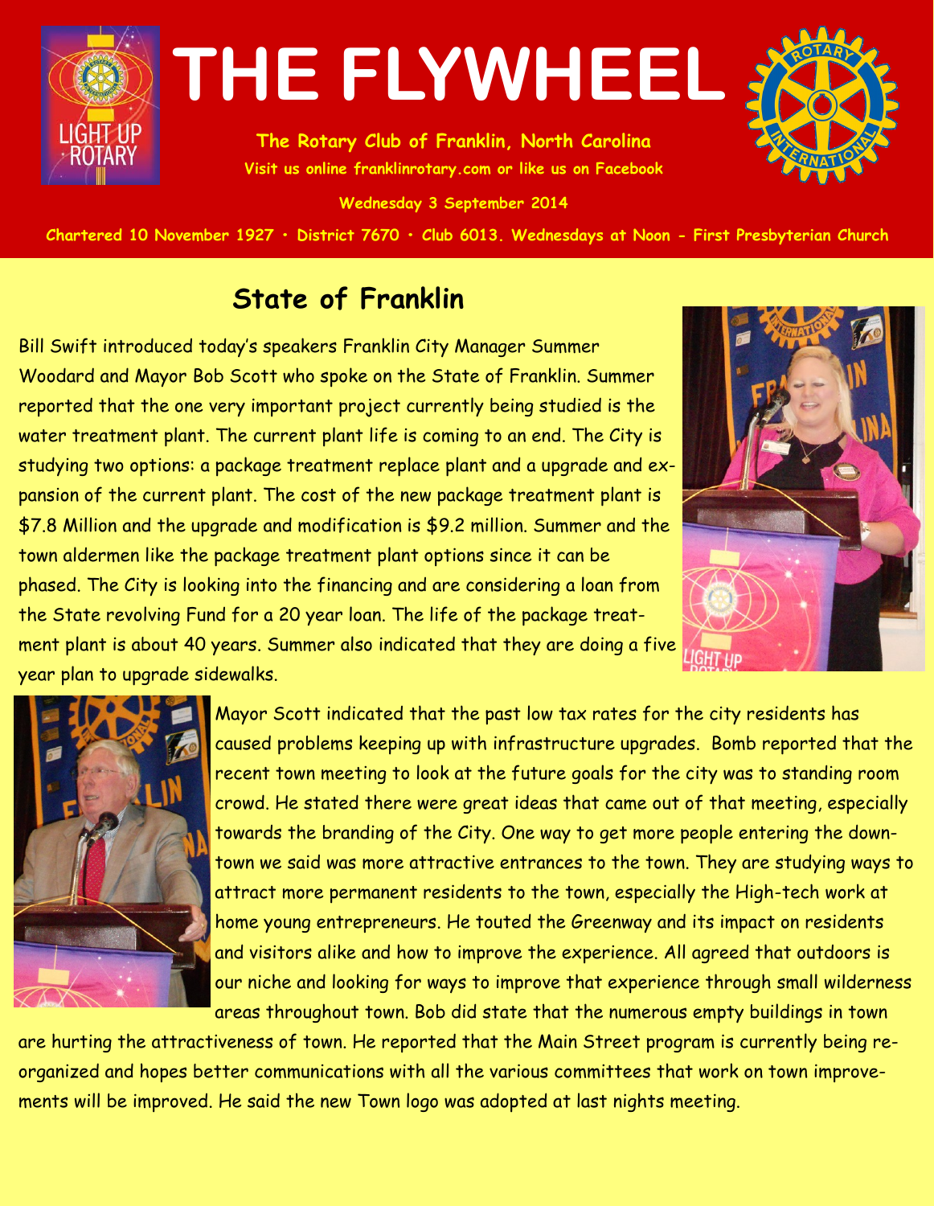# THE FLYWHEEL

**The Rotary Club of Franklin, North Carolina**

**Visit us online franklinrotary.com or like us on Facebook**

**Wednesday 3 September 2014**

**Chartered 10 November 1927 • District 7670 • Club 6013. Wednesdays at Noon - First Presbyterian Church**

## State of Franklin

Bill Swift introduced today's speakers Franklin City Manager Summer Woodard and Mayor Bob Scott who spoke on the State of Franklin. Summer reported that the one very important project currently being studied is the water treatment plant. The current plant life is coming to an end. The City is studying two options: a package treatment replace plant and a upgrade and expansion of the current plant. The cost of the new package treatment plant is $7.8 Million and the upgrade and modification is $9.2 million. Summer and the town aldermen like the package treatment plant options since it can be phased. The City is looking into the financing and are considering a loan from the State revolving Fund for a 20 year loan. The life of the package treatment plant is about 40 years. Summer also indicated that they are doing a five year plan to upgrade sidewalks.

Mayor Scott indicated that the past low tax rates for the city residents has caused problems keeping up with infrastructure upgrades. Bomb reported that the recent town meeting to look at the future goals for the city was to standing room crowd. He stated there were great ideas that came out of that meeting, especially towards the branding of the City. One way to get more people entering the downtown we said was more attractive entrances to the town. They are studying ways to attract more permanent residents to the town, especially the High-tech work at home young entrepreneurs. He touted the Greenway and its impact on residents and visitors alike and how to improve the experience. All agreed that outdoors is our niche and looking for ways to improve that experience through small wilderness areas throughout town. Bob did state that the numerous empty buildings in town are hurting the attractiveness of town. He reported that the Main Street program is currently being reorganized and hopes better communications with all the various committees that work on town improvements will be improved. He said the new Town logo was adopted at last nights meeting.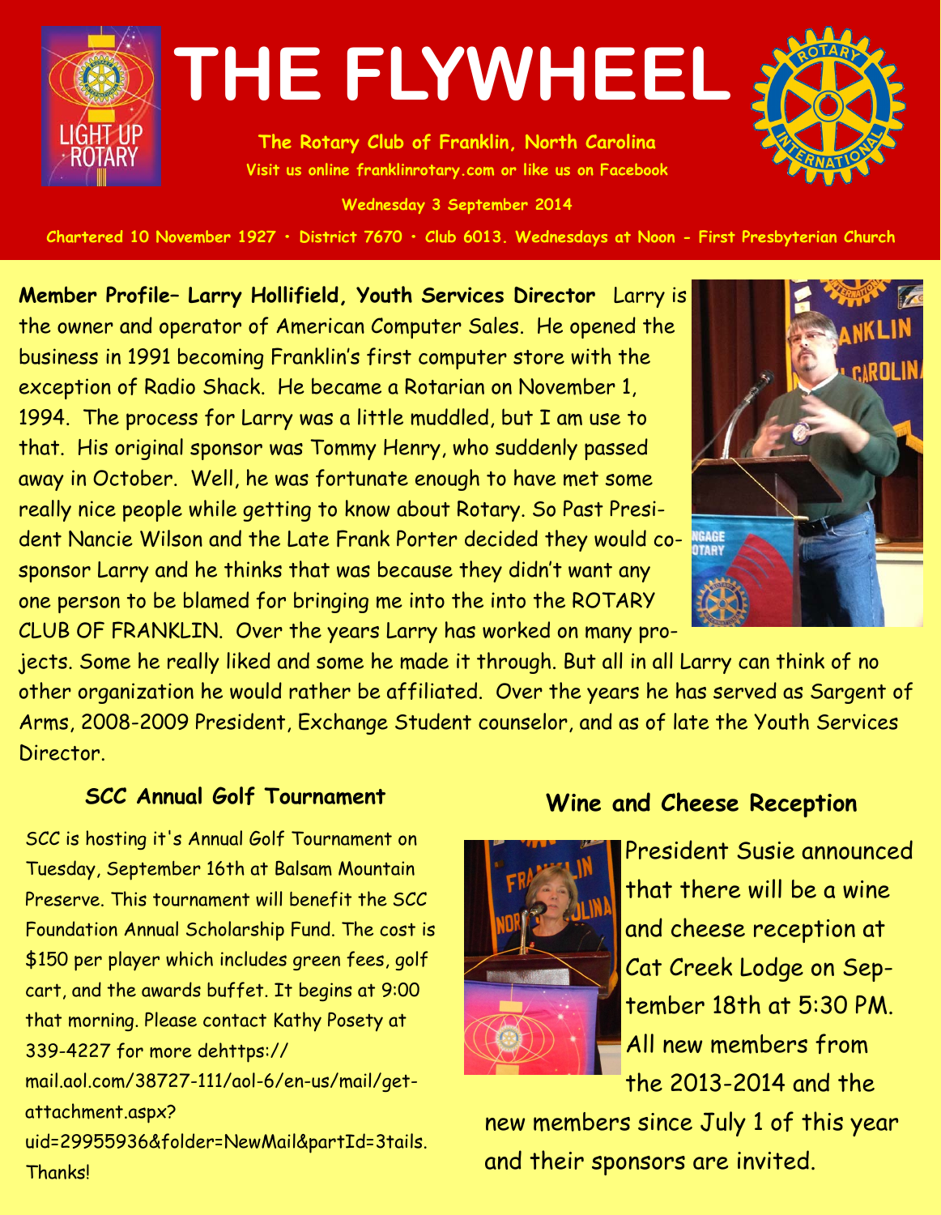# THE FLYWHEEL

**The Rotary Club of Franklin, North Carolina**
**Visit us online franklinrotary.com or like us on Facebook**

**Wednesday 3 September 2014**

**Chartered 10 November 1927 • District 7670 • Club 6013. Wednesdays at Noon - First Presbyterian Church**

**Member Profile– Larry Hollifield, Youth Services Director** Larry is the owner and operator of American Computer Sales. He opened the business in 1991 becoming Franklin's first computer store with the exception of Radio Shack. He became a Rotarian on November 1, 1994. The process for Larry was a little muddled, but I am use to that. His original sponsor was Tommy Henry, who suddenly passed away in October. Well, he was fortunate enough to have met some really nice people while getting to know about Rotary. So Past President Nancie Wilson and the Late Frank Porter decided they would co-sponsor Larry and he thinks that was because they didn't want any one person to be blamed for bringing me into the into the ROTARY CLUB OF FRANKLIN. Over the years Larry has worked on many projects. Some he really liked and some he made it through. But all in all Larry can think of no other organization he would rather be affiliated. Over the years he has served as Sargent of Arms, 2008-2009 President, Exchange Student counselor, and as of late the Youth Services Director.

### SCC Annual Golf Tournament

SCC is hosting it's Annual Golf Tournament on Tuesday, September 16th at Balsam Mountain Preserve. This tournament will benefit the SCC Foundation Annual Scholarship Fund. The cost is $150 per player which includes green fees, golf cart, and the awards buffet. It begins at 9:00 that morning. Please contact Kathy Posety at 339-4227 for more dehttps://mail.aol.com/38727-111/aol-6/en-us/mail/get-attachment.aspx?uid=29955936&folder=NewMail&partId=3tails. Thanks!

### Wine and Cheese Reception

President Susie announced that there will be a wine and cheese reception at Cat Creek Lodge on September 18th at 5:30 PM. All new members from the 2013-2014 and the new members since July 1 of this year and their sponsors are invited.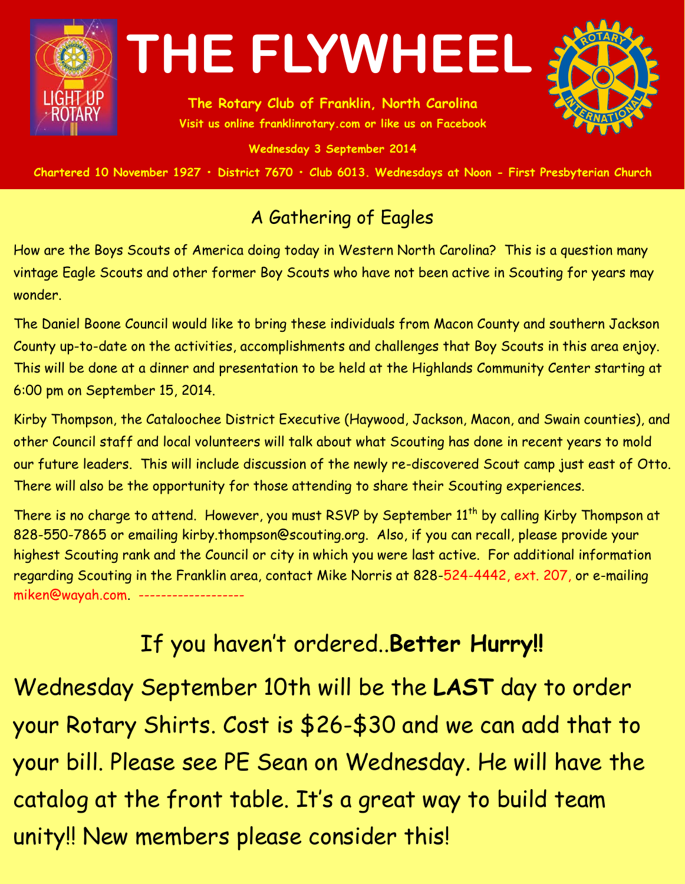# THE FLYWHEEL

**The Rotary Club of Franklin, North Carolina**
**Visit us online franklinrotary.com or like us on Facebook**

**Wednesday 3 September 2014**

**Chartered 10 November 1927 • District 7670 • Club 6013. Wednesdays at Noon – First Presbyterian Church**

## A Gathering of Eagles

How are the Boys Scouts of America doing today in Western North Carolina? This is a question many vintage Eagle Scouts and other former Boy Scouts who have not been active in Scouting for years may wonder.

The Daniel Boone Council would like to bring these individuals from Macon County and southern Jackson County up-to-date on the activities, accomplishments and challenges that Boy Scouts in this area enjoy. This will be done at a dinner and presentation to be held at the Highlands Community Center starting at 6:00 pm on September 15, 2014.

Kirby Thompson, the Cataloochee District Executive (Haywood, Jackson, Macon, and Swain counties), and other Council staff and local volunteers will talk about what Scouting has done in recent years to mold our future leaders. This will include discussion of the newly re-discovered Scout camp just east of Otto. There will also be the opportunity for those attending to share their Scouting experiences.

There is no charge to attend. However, you must RSVP by September 11th by calling Kirby Thompson at 828-550-7865 or emailing kirby.thompson@scouting.org. Also, if you can recall, please provide your highest Scouting rank and the Council or city in which you were last active. For additional information regarding Scouting in the Franklin area, contact Mike Norris at 828-524-4442, ext. 207, or e-mailing miken@wayah.com. -------------------

## If you haven't ordered..**Better Hurry!!**

Wednesday September 10th will be the **LAST** day to order your Rotary Shirts. Cost is $26-$30 and we can add that to your bill. Please see PE Sean on Wednesday. He will have the catalog at the front table. It's a great way to build team unity!! New members please consider this!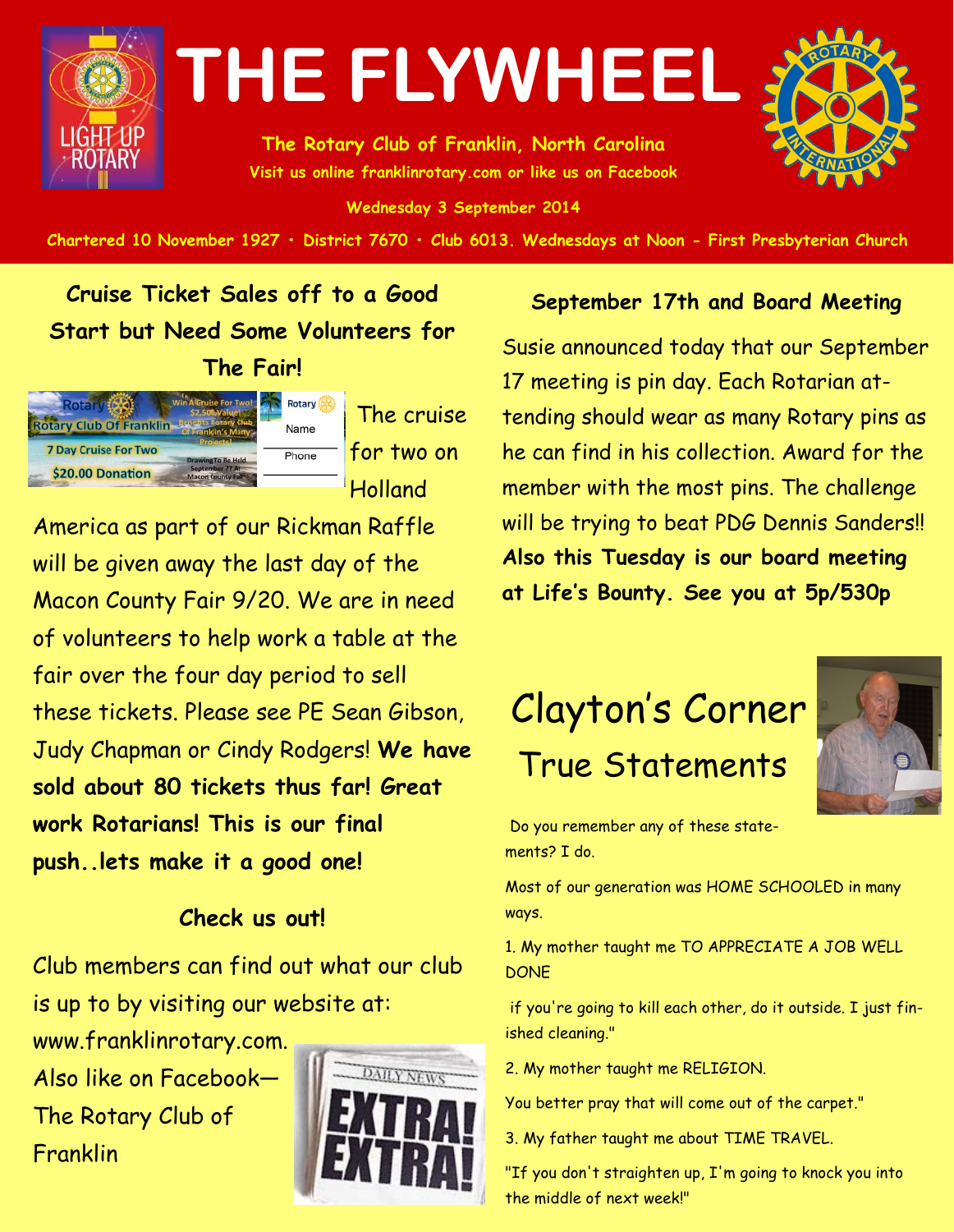# THE FLYWHEEL

**The Rotary Club of Franklin, North Carolina**
**Visit us online franklinrotary.com or like us on Facebook**

**Wednesday 3 September 2014**

**Chartered 10 November 1927 • District 7670 • Club 6013. Wednesdays at Noon - First Presbyterian Church**

## Cruise Ticket Sales off to a Good Start but Need Some Volunteers for The Fair!

The cruise for two on Holland America as part of our Rickman Raffle will be given away the last day of the Macon County Fair 9/20. We are in need of volunteers to help work a table at the fair over the four day period to sell these tickets. Please see PE Sean Gibson, Judy Chapman or Cindy Rodgers! **We have sold about 80 tickets thus far! Great work Rotarians! This is our final push..lets make it a good one!**

## Check us out!

Club members can find out what our club is up to by visiting our website at: www.franklinrotary.com. Also like on Facebook—The Rotary Club of Franklin

## September 17th and Board Meeting

Susie announced today that our September 17 meeting is pin day. Each Rotarian attending should wear as many Rotary pins as he can find in his collection. Award for the member with the most pins. The challenge will be trying to beat PDG Dennis Sanders!! **Also this Tuesday is our board meeting at Life's Bounty. See you at 5p/530p**

## Clayton's Corner
### True Statements

Do you remember any of these statements? I do.

Most of our generation was HOME SCHOOLED in many ways.

1. My mother taught me TO APPRECIATE A JOB WELL DONE

if you're going to kill each other, do it outside. I just finished cleaning."

2. My mother taught me RELIGION.

You better pray that will come out of the carpet."

3. My father taught me about TIME TRAVEL.

"If you don't straighten up, I'm going to knock you into the middle of next week!"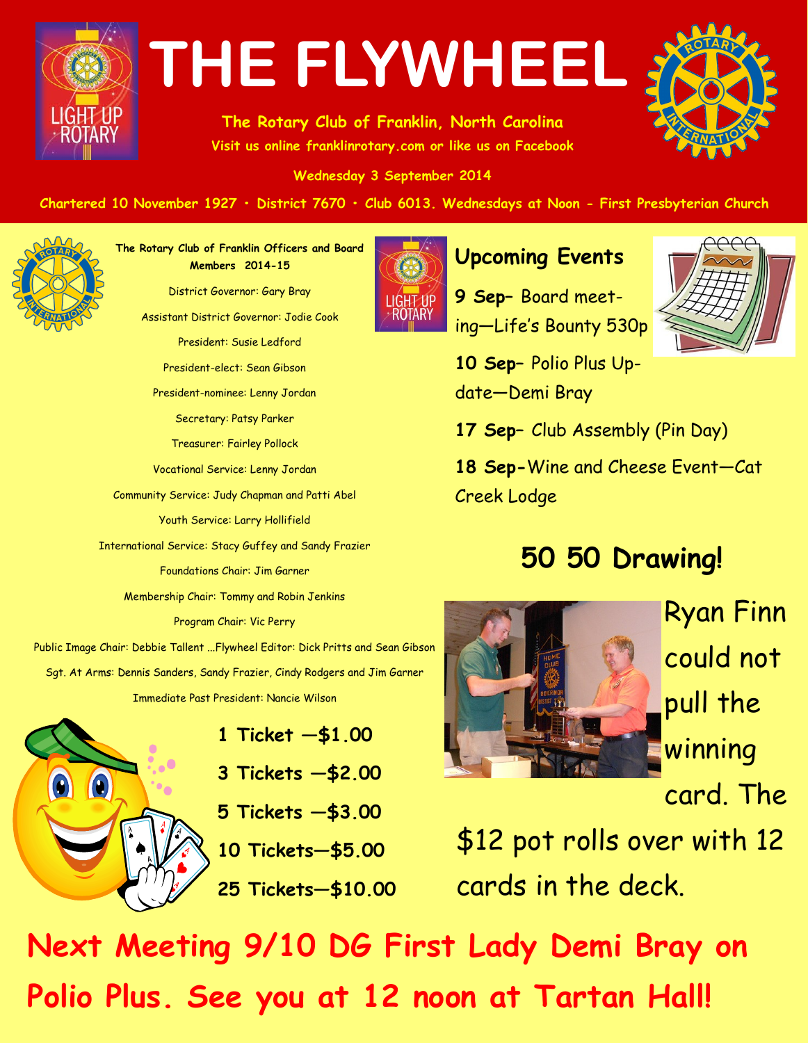# THE FLYWHEEL

**The Rotary Club of Franklin, North Carolina**
**Visit us online franklinrotary.com or like us on Facebook**

**Wednesday 3 September 2014**

**Chartered 10 November 1927 • District 7670 • Club 6013. Wednesdays at Noon - First Presbyterian Church**

**The Rotary Club of Franklin Officers and Board Members 2014-15**

District Governor: Gary Bray

Assistant District Governor: Jodie Cook

President: Susie Ledford

President-elect: Sean Gibson

President-nominee: Lenny Jordan

Secretary: Patsy Parker

Treasurer: Fairley Pollock

Vocational Service: Lenny Jordan

Community Service: Judy Chapman and Patti Abel

Youth Service: Larry Hollifield

International Service: Stacy Guffey and Sandy Frazier

Foundations Chair: Jim Garner

Membership Chair: Tommy and Robin Jenkins

Program Chair: Vic Perry

Public Image Chair: Debbie Tallent ...Flywheel Editor: Dick Pritts and Sean Gibson

Sgt. At Arms: Dennis Sanders, Sandy Frazier, Cindy Rodgers and Jim Garner

Immediate Past President: Nancie Wilson

## Upcoming Events

**9 Sep**– Board meeting—Life's Bounty 530p

**10 Sep**– Polio Plus Update—Demi Bray

**17 Sep**– Club Assembly (Pin Day)

**18 Sep**-Wine and Cheese Event—Cat Creek Lodge

## 50 50 Drawing!

**1 Ticket —$1.00**

**3 Tickets —$2.00**

**5 Tickets —$3.00**

**10 Tickets—$5.00**

**25 Tickets—$10.00**

Ryan Finn could not pull the winning card. The $12 pot rolls over with 12 cards in the deck.

**Next Meeting 9/10 DG First Lady Demi Bray on Polio Plus. See you at 12 noon at Tartan Hall!**